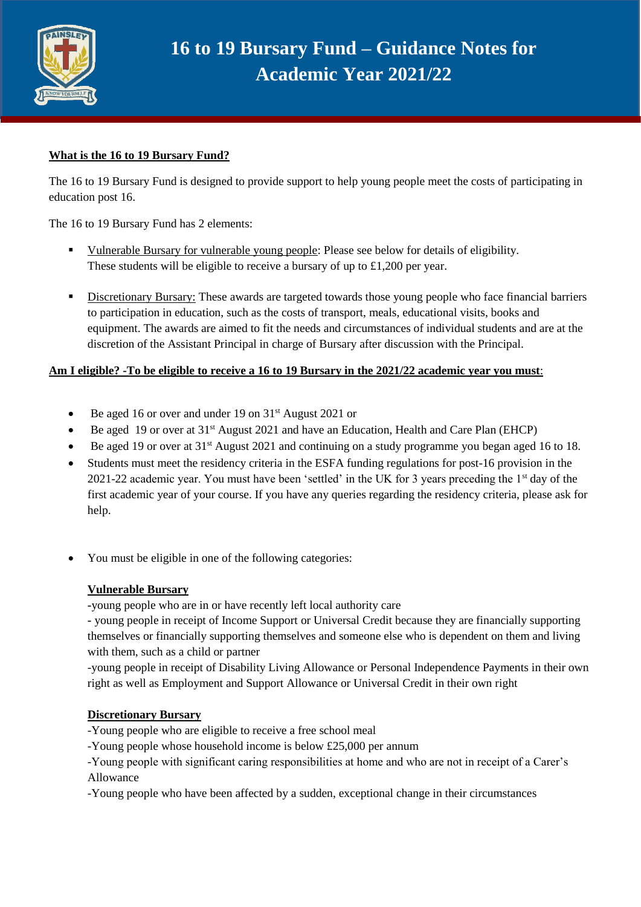# 16 to 19 Bursary Fund – Guidance Notes for Academic Year 2021/22

**What is the 16 to 19 Bursary Fund?**

The 16 to 19 Bursary Fund is designed to provide support to help young people meet the costs of participating in education post 16.

The 16 to 19 Bursary Fund has 2 elements:

- Vulnerable Bursary for vulnerable young people: Please see below for details of eligibility. These students will be eligible to receive a bursary of up to £1,200 per year.
- Discretionary Bursary: These awards are targeted towards those young people who face financial barriers to participation in education, such as the costs of transport, meals, educational visits, books and equipment. The awards are aimed to fit the needs and circumstances of individual students and are at the discretion of the Assistant Principal in charge of Bursary after discussion with the Principal.

**Am I eligible? -To be eligible to receive a 16 to 19 Bursary in the 2021/22 academic year you must:**

- Be aged 16 or over and under 19 on 31st August 2021 or
- Be aged 19 or over at 31st August 2021 and have an Education, Health and Care Plan (EHCP)
- Be aged 19 or over at 31st August 2021 and continuing on a study programme you began aged 16 to 18.
- Students must meet the residency criteria in the ESFA funding regulations for post-16 provision in the 2021-22 academic year. You must have been 'settled' in the UK for 3 years preceding the 1st day of the first academic year of your course. If you have any queries regarding the residency criteria, please ask for help.
- You must be eligible in one of the following categories:

  **Vulnerable Bursary**
  -young people who are in or have recently left local authority care
  - young people in receipt of Income Support or Universal Credit because they are financially supporting themselves or financially supporting themselves and someone else who is dependent on them and living with them, such as a child or partner
  -young people in receipt of Disability Living Allowance or Personal Independence Payments in their own right as well as Employment and Support Allowance or Universal Credit in their own right

  **Discretionary Bursary**
  -Young people who are eligible to receive a free school meal
  -Young people whose household income is below £25,000 per annum
  -Young people with significant caring responsibilities at home and who are not in receipt of a Carer's Allowance
  -Young people who have been affected by a sudden, exceptional change in their circumstances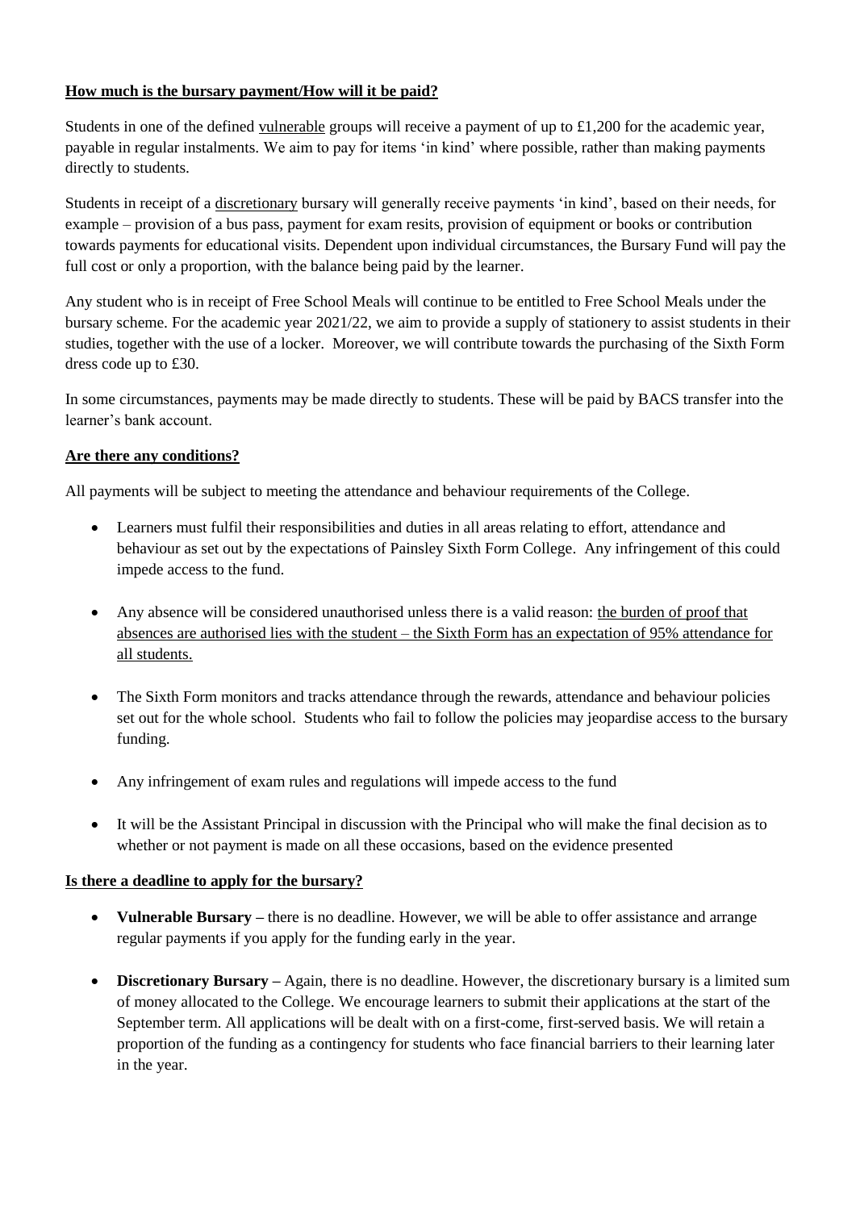## How much is the bursary payment/How will it be paid?

Students in one of the defined vulnerable groups will receive a payment of up to £1,200 for the academic year, payable in regular instalments. We aim to pay for items 'in kind' where possible, rather than making payments directly to students.

Students in receipt of a discretionary bursary will generally receive payments 'in kind', based on their needs, for example – provision of a bus pass, payment for exam resits, provision of equipment or books or contribution towards payments for educational visits. Dependent upon individual circumstances, the Bursary Fund will pay the full cost or only a proportion, with the balance being paid by the learner.

Any student who is in receipt of Free School Meals will continue to be entitled to Free School Meals under the bursary scheme. For the academic year 2021/22, we aim to provide a supply of stationery to assist students in their studies, together with the use of a locker. Moreover, we will contribute towards the purchasing of the Sixth Form dress code up to £30.

In some circumstances, payments may be made directly to students. These will be paid by BACS transfer into the learner's bank account.

## Are there any conditions?

All payments will be subject to meeting the attendance and behaviour requirements of the College.

- Learners must fulfil their responsibilities and duties in all areas relating to effort, attendance and behaviour as set out by the expectations of Painsley Sixth Form College. Any infringement of this could impede access to the fund.

- Any absence will be considered unauthorised unless there is a valid reason: the burden of proof that absences are authorised lies with the student – the Sixth Form has an expectation of 95% attendance for all students.

- The Sixth Form monitors and tracks attendance through the rewards, attendance and behaviour policies set out for the whole school. Students who fail to follow the policies may jeopardise access to the bursary funding.

- Any infringement of exam rules and regulations will impede access to the fund

- It will be the Assistant Principal in discussion with the Principal who will make the final decision as to whether or not payment is made on all these occasions, based on the evidence presented

## Is there a deadline to apply for the bursary?

- **Vulnerable Bursary –** there is no deadline. However, we will be able to offer assistance and arrange regular payments if you apply for the funding early in the year.

- **Discretionary Bursary –** Again, there is no deadline. However, the discretionary bursary is a limited sum of money allocated to the College. We encourage learners to submit their applications at the start of the September term. All applications will be dealt with on a first-come, first-served basis. We will retain a proportion of the funding as a contingency for students who face financial barriers to their learning later in the year.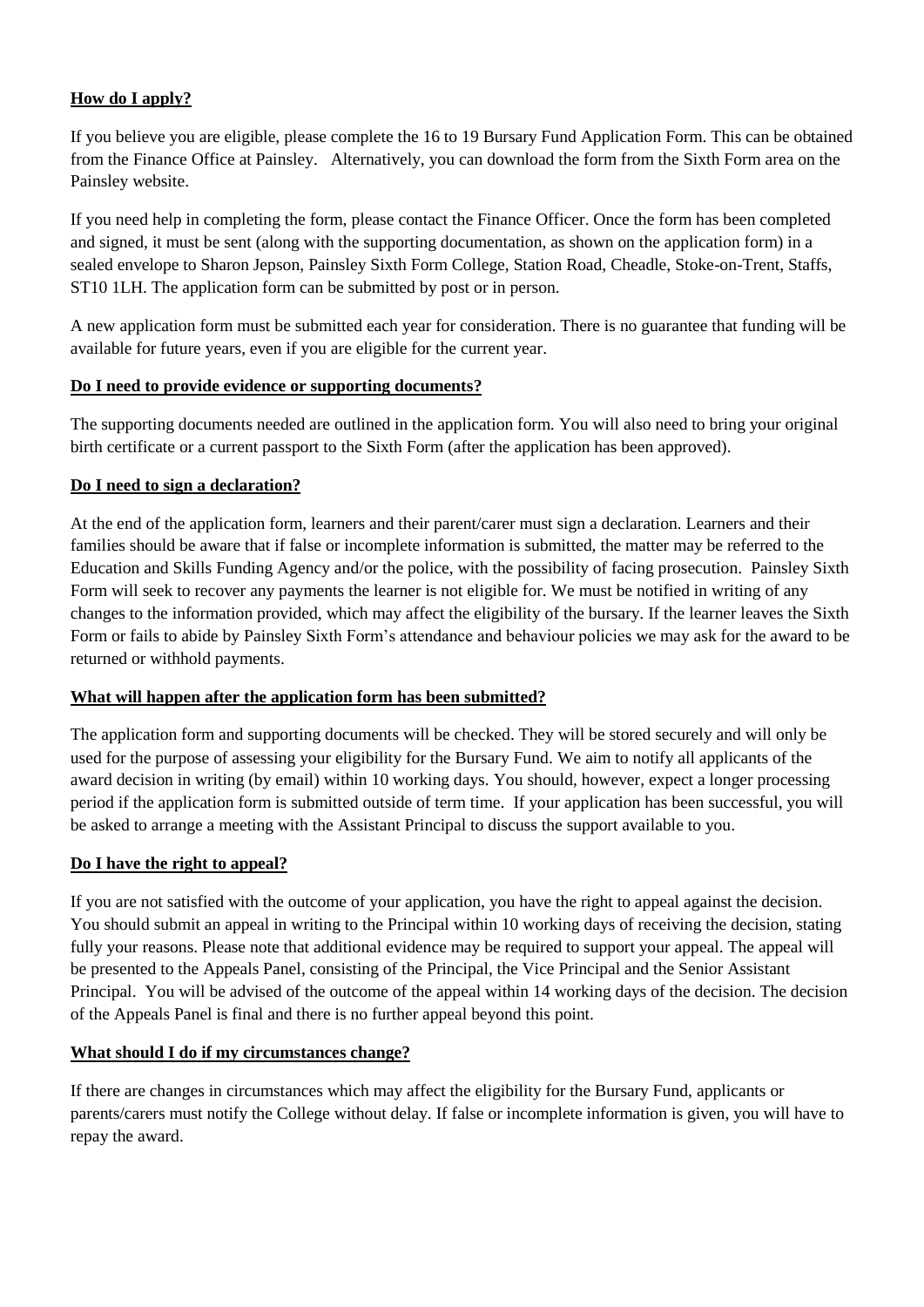**How do I apply?**

If you believe you are eligible, please complete the 16 to 19 Bursary Fund Application Form. This can be obtained from the Finance Office at Painsley. Alternatively, you can download the form from the Sixth Form area on the Painsley website.

If you need help in completing the form, please contact the Finance Officer. Once the form has been completed and signed, it must be sent (along with the supporting documentation, as shown on the application form) in a sealed envelope to Sharon Jepson, Painsley Sixth Form College, Station Road, Cheadle, Stoke-on-Trent, Staffs, ST10 1LH. The application form can be submitted by post or in person.

A new application form must be submitted each year for consideration. There is no guarantee that funding will be available for future years, even if you are eligible for the current year.

**Do I need to provide evidence or supporting documents?**

The supporting documents needed are outlined in the application form. You will also need to bring your original birth certificate or a current passport to the Sixth Form (after the application has been approved).

**Do I need to sign a declaration?**

At the end of the application form, learners and their parent/carer must sign a declaration. Learners and their families should be aware that if false or incomplete information is submitted, the matter may be referred to the Education and Skills Funding Agency and/or the police, with the possibility of facing prosecution. Painsley Sixth Form will seek to recover any payments the learner is not eligible for. We must be notified in writing of any changes to the information provided, which may affect the eligibility of the bursary. If the learner leaves the Sixth Form or fails to abide by Painsley Sixth Form's attendance and behaviour policies we may ask for the award to be returned or withhold payments.

**What will happen after the application form has been submitted?**

The application form and supporting documents will be checked. They will be stored securely and will only be used for the purpose of assessing your eligibility for the Bursary Fund. We aim to notify all applicants of the award decision in writing (by email) within 10 working days. You should, however, expect a longer processing period if the application form is submitted outside of term time. If your application has been successful, you will be asked to arrange a meeting with the Assistant Principal to discuss the support available to you.

**Do I have the right to appeal?**

If you are not satisfied with the outcome of your application, you have the right to appeal against the decision. You should submit an appeal in writing to the Principal within 10 working days of receiving the decision, stating fully your reasons. Please note that additional evidence may be required to support your appeal. The appeal will be presented to the Appeals Panel, consisting of the Principal, the Vice Principal and the Senior Assistant Principal. You will be advised of the outcome of the appeal within 14 working days of the decision. The decision of the Appeals Panel is final and there is no further appeal beyond this point.

**What should I do if my circumstances change?**

If there are changes in circumstances which may affect the eligibility for the Bursary Fund, applicants or parents/carers must notify the College without delay. If false or incomplete information is given, you will have to repay the award.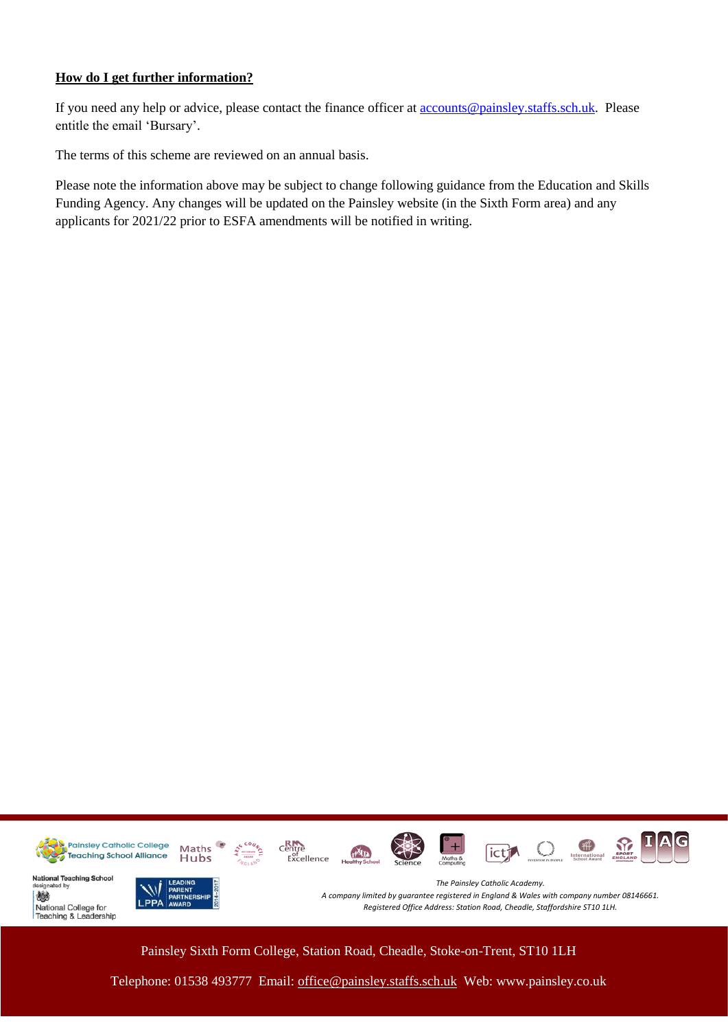**How do I get further information?**

If you need any help or advice, please contact the finance officer at accounts@painsley.staffs.sch.uk. Please entitle the email 'Bursary'.

The terms of this scheme are reviewed on an annual basis.

Please note the information above may be subject to change following guidance from the Education and Skills Funding Agency. Any changes will be updated on the Painsley website (in the Sixth Form area) and any applicants for 2021/22 prior to ESFA amendments will be notified in writing.

*The Painsley Catholic Academy.*
*A company limited by guarantee registered in England & Wales with company number 08146661.*
*Registered Office Address: Station Road, Cheadle, Staffordshire ST10 1LH.*

Painsley Sixth Form College, Station Road, Cheadle, Stoke-on-Trent, ST10 1LH

Telephone: 01538 493777 Email: office@painsley.staffs.sch.uk Web: www.painsley.co.uk